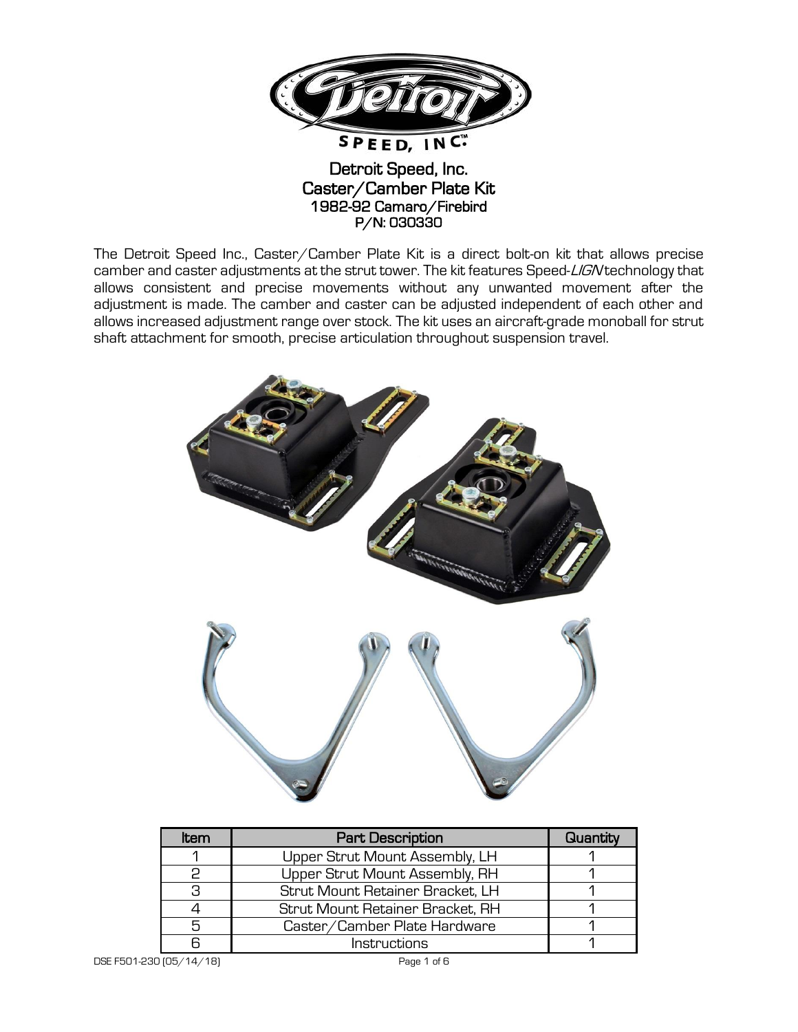# Detroit Speed, Inc.
## Caster/Camber Plate Kit
### 1982-92 Camaro/Firebird
### P/N: 030330

The Detroit Speed Inc., Caster/Camber Plate Kit is a direct bolt-on kit that allows precise camber and caster adjustments at the strut tower. The kit features Speed-*LIGN* technology that allows consistent and precise movements without any unwanted movement after the adjustment is made. The camber and caster can be adjusted independent of each other and allows increased adjustment range over stock. The kit uses an aircraft-grade monoball for strut shaft attachment for smooth, precise articulation throughout suspension travel.

| Item | Part Description | Quantity |
|---|---|---|
| 1 | Upper Strut Mount Assembly, LH | 1 |
| 2 | Upper Strut Mount Assembly, RH | 1 |
| 3 | Strut Mount Retainer Bracket, LH | 1 |
| 4 | Strut Mount Retainer Bracket, RH | 1 |
| 5 | Caster/Camber Plate Hardware | 1 |
| 6 | Instructions | 1 |

DSE F501-230 (05/14/18)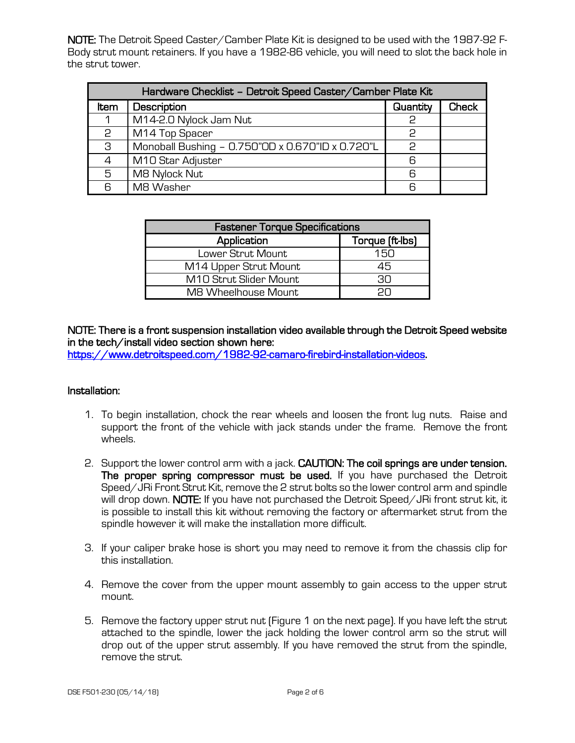**NOTE:** The Detroit Speed Caster/Camber Plate Kit is designed to be used with the 1987-92 F-Body strut mount retainers. If you have a 1982-86 vehicle, you will need to slot the back hole in the strut tower.

| Hardware Checklist – Detroit Speed Caster/Camber Plate Kit | | | |
|---|---|---|---|
| Item | Description | Quantity | Check |
| 1 | M14-2.0 Nylock Jam Nut | 2 | |
| 2 | M14 Top Spacer | 2 | |
| 3 | Monoball Bushing – 0.750"OD x 0.670"ID x 0.720"L | 2 | |
| 4 | M10 Star Adjuster | 6 | |
| 5 | M8 Nylock Nut | 6 | |
| 6 | M8 Washer | 6 | |

| Fastener Torque Specifications | |
|---|---|
| Application | Torque (ft-lbs) |
| Lower Strut Mount | 150 |
| M14 Upper Strut Mount | 45 |
| M10 Strut Slider Mount | 30 |
| M8 Wheelhouse Mount | 20 |

**NOTE: There is a front suspension installation video available through the Detroit Speed website in the tech/install video section shown here:**
https://www.detroitspeed.com/1982-92-camaro-firebird-installation-videos.

**Installation:**

1. To begin installation, chock the rear wheels and loosen the front lug nuts. Raise and support the front of the vehicle with jack stands under the frame. Remove the front wheels.

2. Support the lower control arm with a jack. **CAUTION: The coil springs are under tension. The proper spring compressor must be used.** If you have purchased the Detroit Speed/JRi Front Strut Kit, remove the 2 strut bolts so the lower control arm and spindle will drop down. **NOTE:** If you have not purchased the Detroit Speed/JRi front strut kit, it is possible to install this kit without removing the factory or aftermarket strut from the spindle however it will make the installation more difficult.

3. If your caliper brake hose is short you may need to remove it from the chassis clip for this installation.

4. Remove the cover from the upper mount assembly to gain access to the upper strut mount.

5. Remove the factory upper strut nut (Figure 1 on the next page). If you have left the strut attached to the spindle, lower the jack holding the lower control arm so the strut will drop out of the upper strut assembly. If you have removed the strut from the spindle, remove the strut.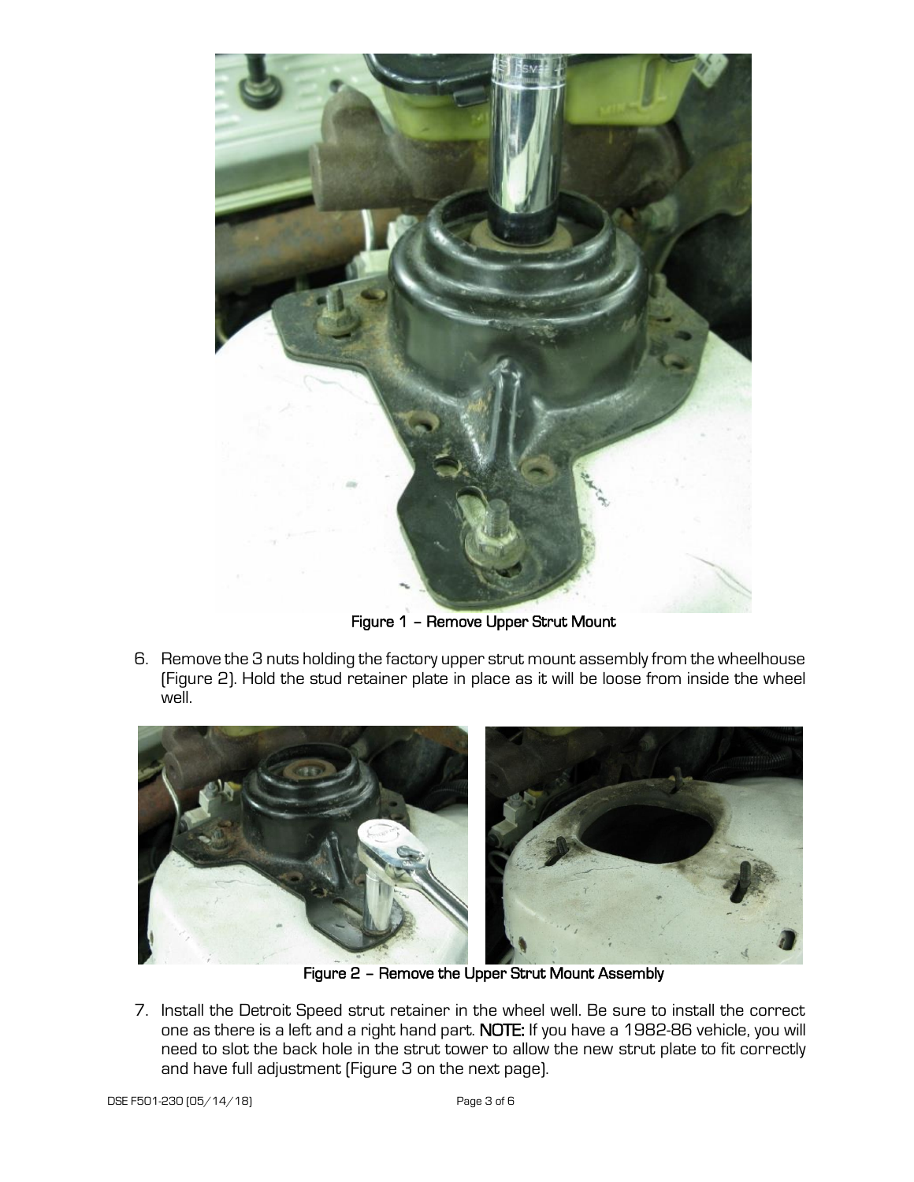Figure 1 – Remove Upper Strut Mount

6. Remove the 3 nuts holding the factory upper strut mount assembly from the wheelhouse (Figure 2). Hold the stud retainer plate in place as it will be loose from inside the wheel well.

Figure 2 – Remove the Upper Strut Mount Assembly

7. Install the Detroit Speed strut retainer in the wheel well. Be sure to install the correct one as there is a left and a right hand part. **NOTE:** If you have a 1982-86 vehicle, you will need to slot the back hole in the strut tower to allow the new strut plate to fit correctly and have full adjustment (Figure 3 on the next page).

DSE F501-230 (05/14/18)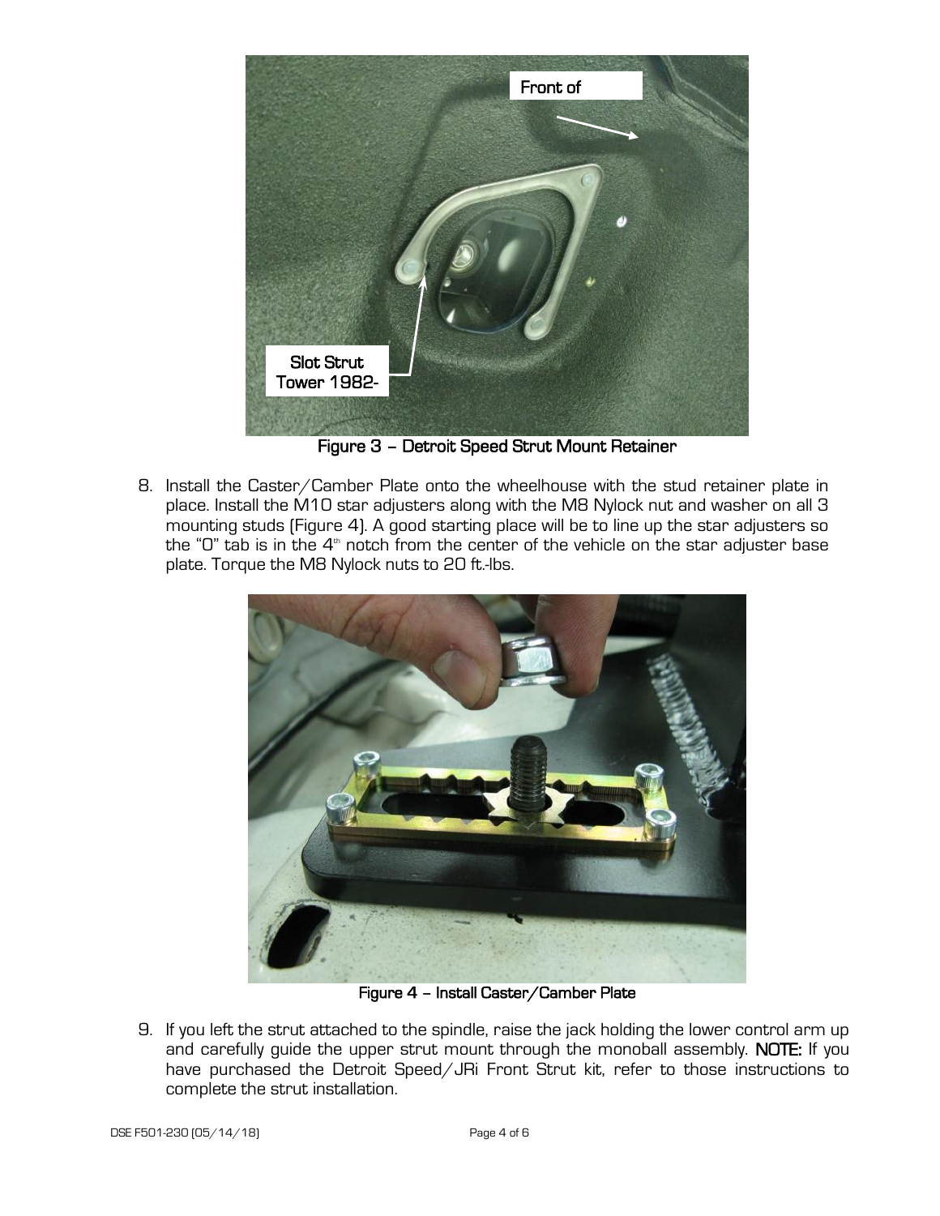Figure 3 – Detroit Speed Strut Mount Retainer

8. Install the Caster/Camber Plate onto the wheelhouse with the stud retainer plate in place. Install the M10 star adjusters along with the M8 Nylock nut and washer on all 3 mounting studs (Figure 4). A good starting place will be to line up the star adjusters so the "0" tab is in the 4th notch from the center of the vehicle on the star adjuster base plate. Torque the M8 Nylock nuts to 20 ft.-lbs.

Figure 4 – Install Caster/Camber Plate

9. If you left the strut attached to the spindle, raise the jack holding the lower control arm up and carefully guide the upper strut mount through the monoball assembly. **NOTE:** If you have purchased the Detroit Speed/JRi Front Strut kit, refer to those instructions to complete the strut installation.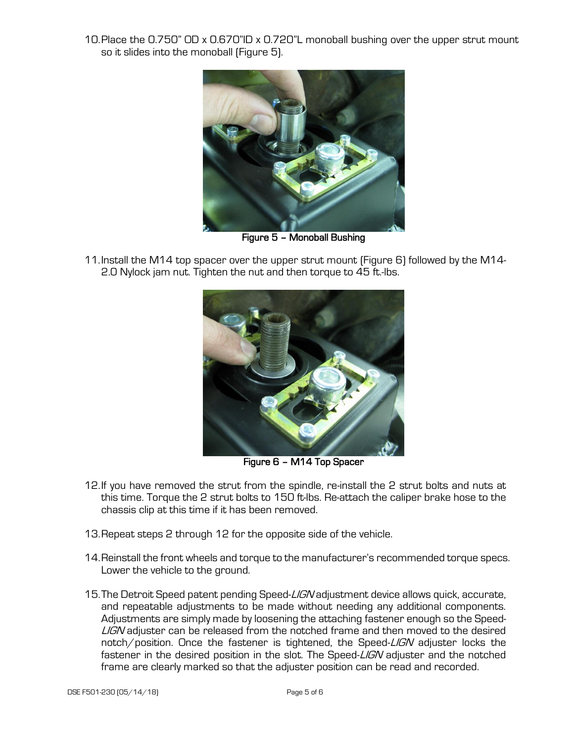10. Place the 0.750" OD x 0.670"ID x 0.720"L monoball bushing over the upper strut mount so it slides into the monoball (Figure 5).

**Figure 5 – Monoball Bushing**

11. Install the M14 top spacer over the upper strut mount (Figure 6) followed by the M14-2.0 Nylock jam nut. Tighten the nut and then torque to 45 ft.-lbs.

**Figure 6 – M14 Top Spacer**

12. If you have removed the strut from the spindle, re-install the 2 strut bolts and nuts at this time. Torque the 2 strut bolts to 150 ft-lbs. Re-attach the caliper brake hose to the chassis clip at this time if it has been removed.

13. Repeat steps 2 through 12 for the opposite side of the vehicle.

14. Reinstall the front wheels and torque to the manufacturer's recommended torque specs. Lower the vehicle to the ground.

15. The Detroit Speed patent pending Speed-*LIGN* adjustment device allows quick, accurate, and repeatable adjustments to be made without needing any additional components. Adjustments are simply made by loosening the attaching fastener enough so the Speed-*LIGN* adjuster can be released from the notched frame and then moved to the desired notch/position. Once the fastener is tightened, the Speed-*LIGN* adjuster locks the fastener in the desired position in the slot. The Speed-*LIGN* adjuster and the notched frame are clearly marked so that the adjuster position can be read and recorded.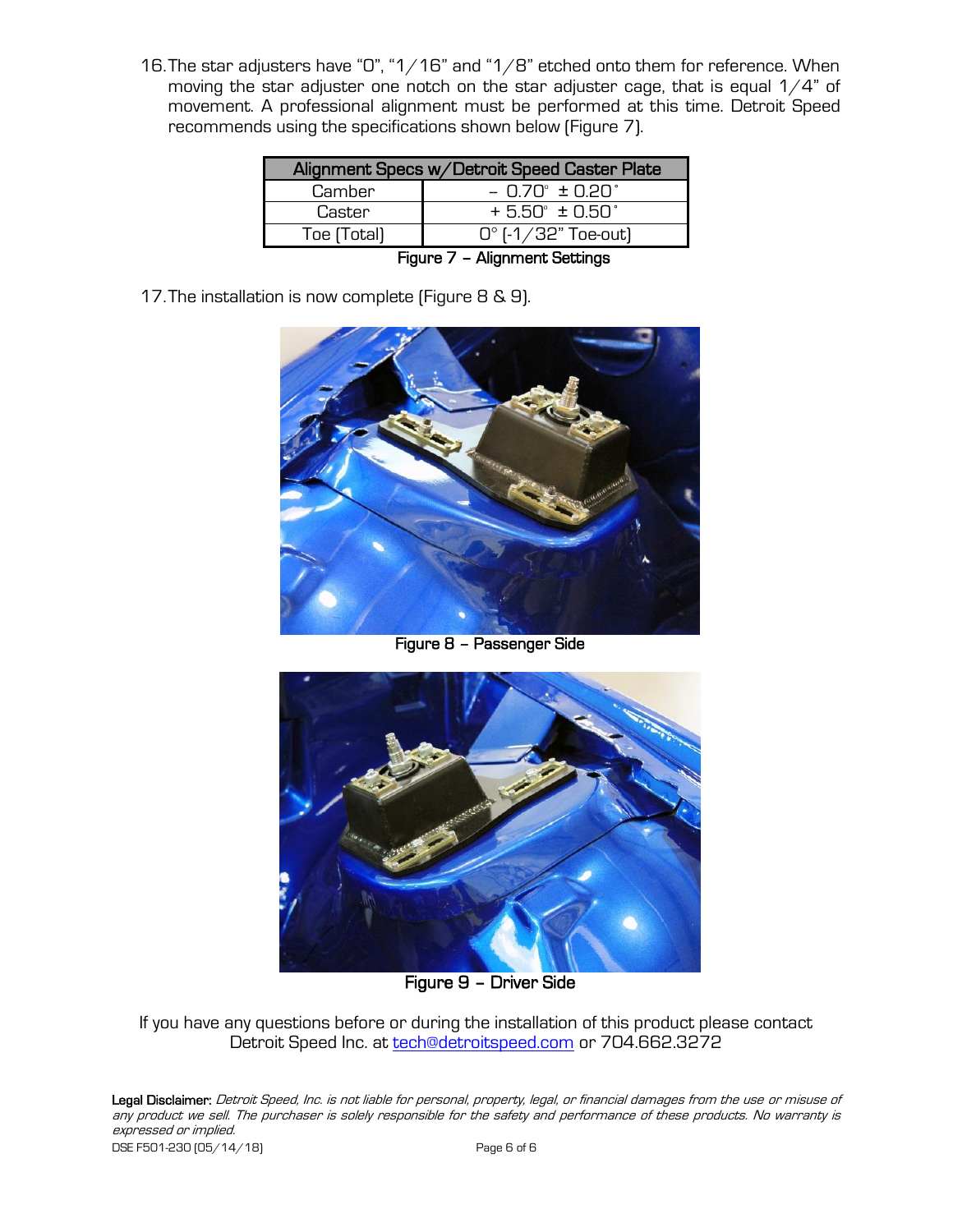16. The star adjusters have "0", "1/16" and "1/8" etched onto them for reference. When moving the star adjuster one notch on the star adjuster cage, that is equal 1/4" of movement. A professional alignment must be performed at this time. Detroit Speed recommends using the specifications shown below (Figure 7).

| Alignment Specs w/Detroit Speed Caster Plate | |
|---|---|
| Camber | – 0.70° ± 0.20° |
| Caster | + 5.50° ± 0.50° |
| Toe (Total) | 0° (-1/32" Toe-out) |

Figure 7 – Alignment Settings

17. The installation is now complete (Figure 8 & 9).

Figure 8 – Passenger Side

Figure 9 – Driver Side

If you have any questions before or during the installation of this product please contact Detroit Speed Inc. at tech@detroitspeed.com or 704.662.3272

**Legal Disclaimer:** *Detroit Speed, Inc. is not liable for personal, property, legal, or financial damages from the use or misuse of any product we sell. The purchaser is solely responsible for the safety and performance of these products. No warranty is expressed or implied.*

DSE F501-230 (05/14/18)